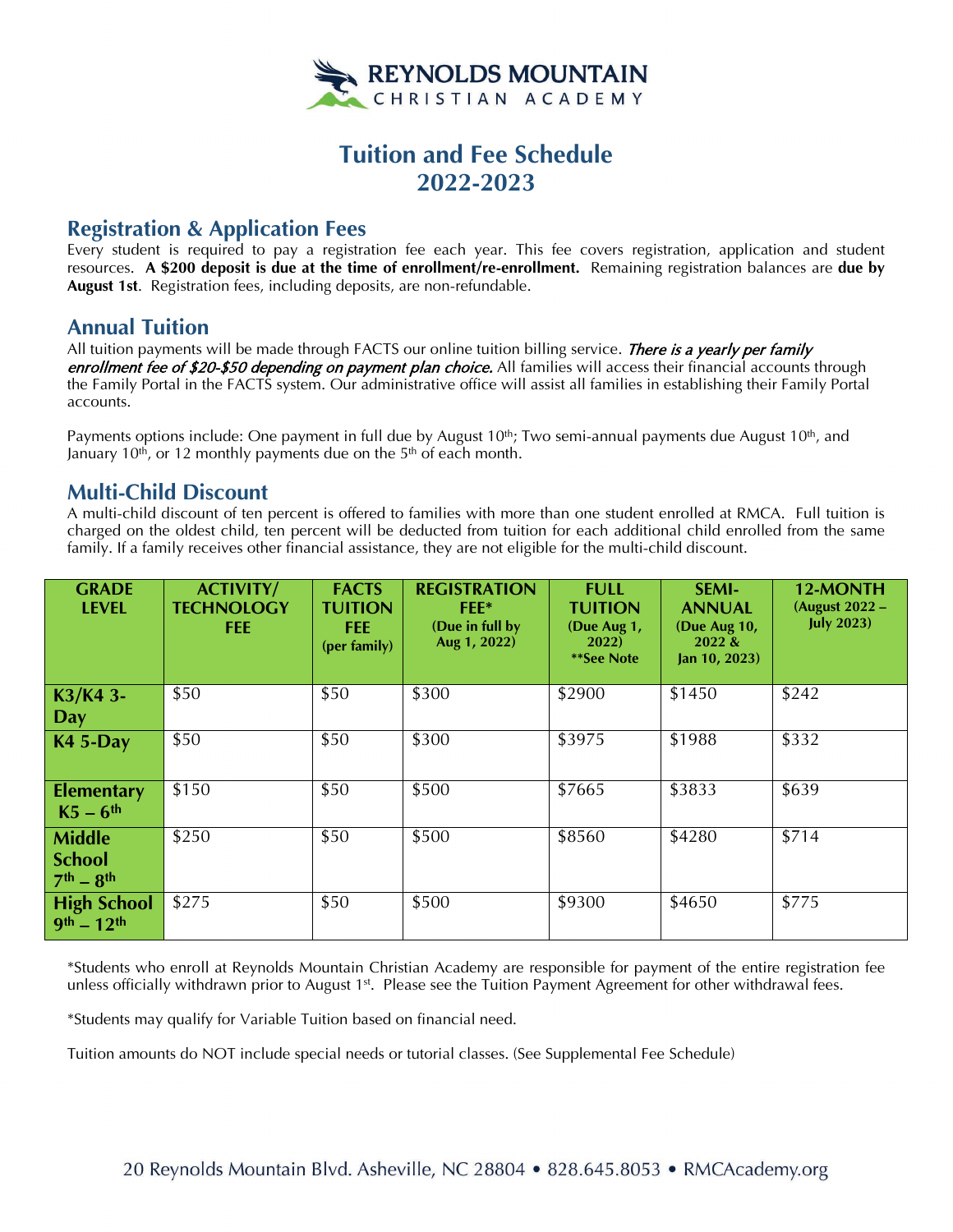# REYNOLDS MOUNTAIN CHRISTIAN ACADEMY

# Tuition and Fee Schedule 2022-2023

## Registration & Application Fees

Every student is required to pay a registration fee each year. This fee covers registration, application and student resources. **A $200 deposit is due at the time of enrollment/re-enrollment.** Remaining registration balances are **due by August 1st**. Registration fees, including deposits, are non-refundable.

## Annual Tuition

All tuition payments will be made through FACTS our online tuition billing service. ***There is a yearly per family enrollment fee of $20-$50 depending on payment plan choice.*** All families will access their financial accounts through the Family Portal in the FACTS system. Our administrative office will assist all families in establishing their Family Portal accounts.

Payments options include: One payment in full due by August 10th; Two semi-annual payments due August 10th, and January 10th, or 12 monthly payments due on the 5th of each month.

## Multi-Child Discount

A multi-child discount of ten percent is offered to families with more than one student enrolled at RMCA. Full tuition is charged on the oldest child, ten percent will be deducted from tuition for each additional child enrolled from the same family. If a family receives other financial assistance, they are not eligible for the multi-child discount.

| GRADE LEVEL | ACTIVITY/ TECHNOLOGY FEE | FACTS TUITION FEE (per family) | REGISTRATION FEE* (Due in full by Aug 1, 2022) | FULL TUITION (Due Aug 1, 2022) **See Note | SEMI-ANNUAL (Due Aug 10, 2022 & Jan 10, 2023) | 12-MONTH (August 2022 – July 2023) |
|---|---|---|---|---|---|---|
| **K3/K4 3-Day** | $50 | $50 | $300 | $2900 | $1450 | $242 |
| **K4 5-Day** | $50 | $50 | $300 | $3975 | $1988 | $332 |
| **Elementary K5 – 6th** | $150 | $50 | $500 | $7665 | $3833 | $639 |
| **Middle School 7th – 8th** | $250 | $50 | $500 | $8560 | $4280 | $714 |
| **High School 9th – 12th** | $275 | $50 | $500 | $9300 | $4650 | $775 |

*Students who enroll at Reynolds Mountain Christian Academy are responsible for payment of the entire registration fee unless officially withdrawn prior to August 1st. Please see the Tuition Payment Agreement for other withdrawal fees.

*Students may qualify for Variable Tuition based on financial need.

Tuition amounts do NOT include special needs or tutorial classes. (See Supplemental Fee Schedule)

20 Reynolds Mountain Blvd. Asheville, NC 28804 • 828.645.8053 • RMCAcademy.org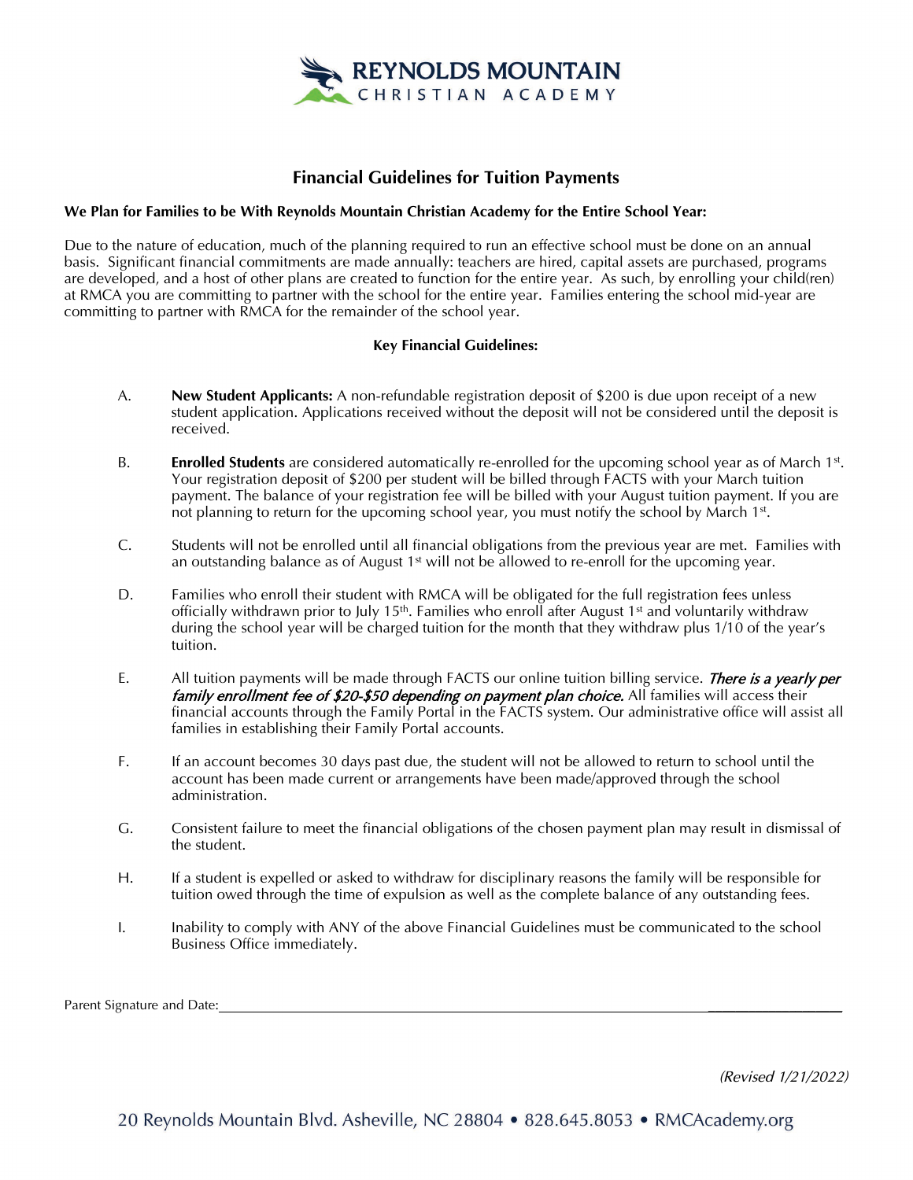REYNOLDS MOUNTAIN
CHRISTIAN ACADEMY

# Financial Guidelines for Tuition Payments

**We Plan for Families to be With Reynolds Mountain Christian Academy for the Entire School Year:**

Due to the nature of education, much of the planning required to run an effective school must be done on an annual basis. Significant financial commitments are made annually: teachers are hired, capital assets are purchased, programs are developed, and a host of other plans are created to function for the entire year. As such, by enrolling your child(ren) at RMCA you are committing to partner with the school for the entire year. Families entering the school mid-year are committing to partner with RMCA for the remainder of the school year.

**Key Financial Guidelines:**

A. **New Student Applicants:** A non-refundable registration deposit of $200 is due upon receipt of a new student application. Applications received without the deposit will not be considered until the deposit is received.

B. **Enrolled Students** are considered automatically re-enrolled for the upcoming school year as of March 1st. Your registration deposit of $200 per student will be billed through FACTS with your March tuition payment. The balance of your registration fee will be billed with your August tuition payment. If you are not planning to return for the upcoming school year, you must notify the school by March 1st.

C. Students will not be enrolled until all financial obligations from the previous year are met. Families with an outstanding balance as of August 1st will not be allowed to re-enroll for the upcoming year.

D. Families who enroll their student with RMCA will be obligated for the full registration fees unless officially withdrawn prior to July 15th. Families who enroll after August 1st and voluntarily withdraw during the school year will be charged tuition for the month that they withdraw plus 1/10 of the year's tuition.

E. All tuition payments will be made through FACTS our online tuition billing service. ***There is a yearly per family enrollment fee of $20-$50 depending on payment plan choice.*** All families will access their financial accounts through the Family Portal in the FACTS system. Our administrative office will assist all families in establishing their Family Portal accounts.

F. If an account becomes 30 days past due, the student will not be allowed to return to school until the account has been made current or arrangements have been made/approved through the school administration.

G. Consistent failure to meet the financial obligations of the chosen payment plan may result in dismissal of the student.

H. If a student is expelled or asked to withdraw for disciplinary reasons the family will be responsible for tuition owed through the time of expulsion as well as the complete balance of any outstanding fees.

I. Inability to comply with ANY of the above Financial Guidelines must be communicated to the school Business Office immediately.

Parent Signature and Date:\_\_\_\_\_\_\_\_\_\_\_\_\_\_\_\_\_\_\_\_\_\_\_\_\_\_\_\_\_\_\_\_\_\_\_\_\_\_\_\_\_\_\_\_\_\_\_\_\_\_

*(Revised 1/21/2022)*

20 Reynolds Mountain Blvd. Asheville, NC 28804 • 828.645.8053 • RMCAcademy.org